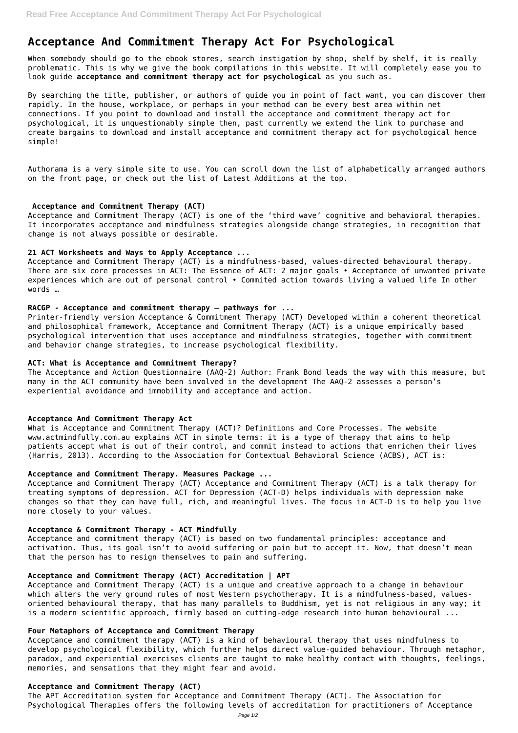# Acceptance And Commitment Therapy Act For Psychological

When somebody should go to the ebook stores, search instigation by shop, shelf by shelf, it is really problematic. This is why we give the book compilations in this website. It will completely ease you to look guide **acceptance and commitment therapy act for psychological** as you such as.

By searching the title, publisher, or authors of guide you in point of fact want, you can discover them rapidly. In the house, workplace, or perhaps in your method can be every best area within net connections. If you point to download and install the acceptance and commitment therapy act for psychological, it is unquestionably simple then, past currently we extend the link to purchase and create bargains to download and install acceptance and commitment therapy act for psychological hence simple!

Authorama is a very simple site to use. You can scroll down the list of alphabetically arranged authors on the front page, or check out the list of Latest Additions at the top.

## Acceptance and Commitment Therapy (ACT)

Acceptance and Commitment Therapy (ACT) is one of the 'third wave' cognitive and behavioral therapies. It incorporates acceptance and mindfulness strategies alongside change strategies, in recognition that change is not always possible or desirable.

## 21 ACT Worksheets and Ways to Apply Acceptance ...

Acceptance and Commitment Therapy (ACT) is a mindfulness-based, values-directed behavioural therapy. There are six core processes in ACT: The Essence of ACT: 2 major goals • Acceptance of unwanted private experiences which are out of personal control • Commited action towards living a valued life In other words …

## RACGP - Acceptance and commitment therapy – pathways for ...

Printer-friendly version Acceptance & Commitment Therapy (ACT) Developed within a coherent theoretical and philosophical framework, Acceptance and Commitment Therapy (ACT) is a unique empirically based psychological intervention that uses acceptance and mindfulness strategies, together with commitment and behavior change strategies, to increase psychological flexibility.

## ACT: What is Acceptance and Commitment Therapy?

The Acceptance and Action Questionnaire (AAQ-2) Author: Frank Bond leads the way with this measure, but many in the ACT community have been involved in the development The AAQ-2 assesses a person's experiential avoidance and immobility and acceptance and action.

## Acceptance And Commitment Therapy Act

What is Acceptance and Commitment Therapy (ACT)? Definitions and Core Processes. The website www.actmindfully.com.au explains ACT in simple terms: it is a type of therapy that aims to help patients accept what is out of their control, and commit instead to actions that enrichen their lives (Harris, 2013). According to the Association for Contextual Behavioral Science (ACBS), ACT is:

## Acceptance and Commitment Therapy. Measures Package ...

Acceptance and Commitment Therapy (ACT) Acceptance and Commitment Therapy (ACT) is a talk therapy for treating symptoms of depression. ACT for Depression (ACT-D) helps individuals with depression make changes so that they can have full, rich, and meaningful lives. The focus in ACT-D is to help you live more closely to your values.

## Acceptance & Commitment Therapy - ACT Mindfully

Acceptance and commitment therapy (ACT) is based on two fundamental principles: acceptance and activation. Thus, its goal isn't to avoid suffering or pain but to accept it. Now, that doesn't mean that the person has to resign themselves to pain and suffering.

## Acceptance and Commitment Therapy (ACT) Accreditation | APT

Acceptance and Commitment Therapy (ACT) is a unique and creative approach to a change in behaviour which alters the very ground rules of most Western psychotherapy. It is a mindfulness-based, values-oriented behavioural therapy, that has many parallels to Buddhism, yet is not religious in any way; it is a modern scientific approach, firmly based on cutting-edge research into human behavioural ...

## Four Metaphors of Acceptance and Commitment Therapy

Acceptance and commitment therapy (ACT) is a kind of behavioural therapy that uses mindfulness to develop psychological flexibility, which further helps direct value-guided behaviour. Through metaphor, paradox, and experiential exercises clients are taught to make healthy contact with thoughts, feelings, memories, and sensations that they might fear and avoid.

## Acceptance and Commitment Therapy (ACT)

The APT Accreditation system for Acceptance and Commitment Therapy (ACT). The Association for Psychological Therapies offers the following levels of accreditation for practitioners of Acceptance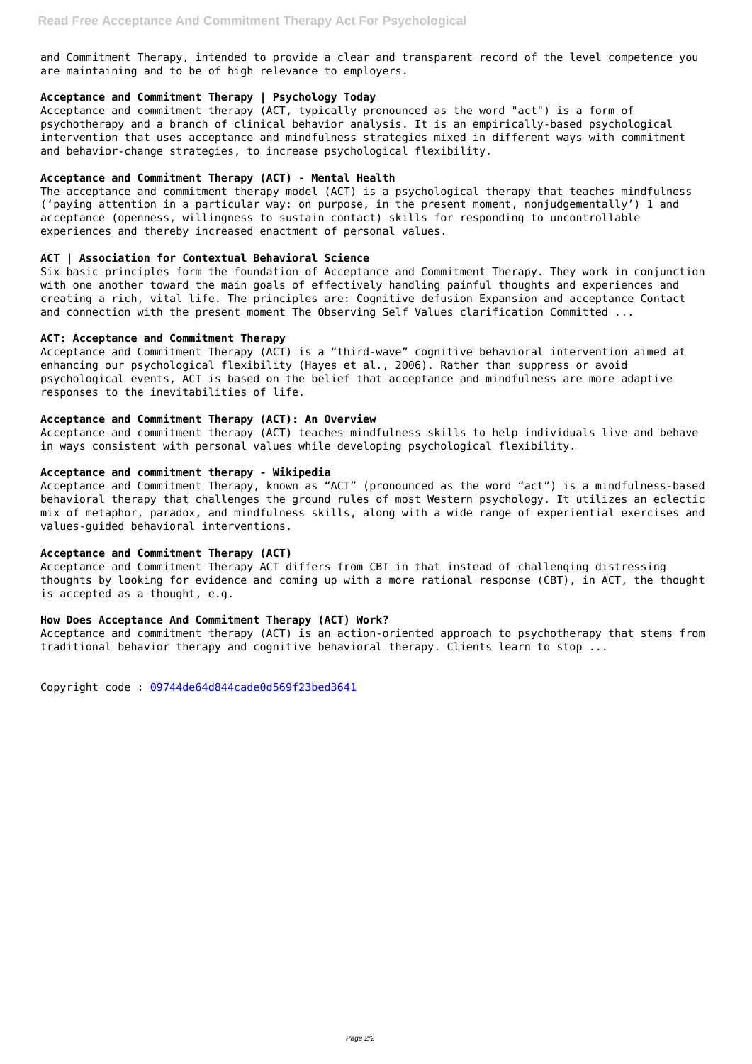and Commitment Therapy, intended to provide a clear and transparent record of the level competence you are maintaining and to be of high relevance to employers.

**Acceptance and Commitment Therapy | Psychology Today**

Acceptance and commitment therapy (ACT, typically pronounced as the word "act") is a form of psychotherapy and a branch of clinical behavior analysis. It is an empirically-based psychological intervention that uses acceptance and mindfulness strategies mixed in different ways with commitment and behavior-change strategies, to increase psychological flexibility.

**Acceptance and Commitment Therapy (ACT) - Mental Health**

The acceptance and commitment therapy model (ACT) is a psychological therapy that teaches mindfulness ('paying attention in a particular way: on purpose, in the present moment, nonjudgementally') 1 and acceptance (openness, willingness to sustain contact) skills for responding to uncontrollable experiences and thereby increased enactment of personal values.

**ACT | Association for Contextual Behavioral Science**

Six basic principles form the foundation of Acceptance and Commitment Therapy. They work in conjunction with one another toward the main goals of effectively handling painful thoughts and experiences and creating a rich, vital life. The principles are: Cognitive defusion Expansion and acceptance Contact and connection with the present moment The Observing Self Values clarification Committed ...

**ACT: Acceptance and Commitment Therapy**

Acceptance and Commitment Therapy (ACT) is a "third-wave" cognitive behavioral intervention aimed at enhancing our psychological flexibility (Hayes et al., 2006). Rather than suppress or avoid psychological events, ACT is based on the belief that acceptance and mindfulness are more adaptive responses to the inevitabilities of life.

**Acceptance and Commitment Therapy (ACT): An Overview**

Acceptance and commitment therapy (ACT) teaches mindfulness skills to help individuals live and behave in ways consistent with personal values while developing psychological flexibility.

**Acceptance and commitment therapy - Wikipedia**

Acceptance and Commitment Therapy, known as "ACT" (pronounced as the word "act") is a mindfulness-based behavioral therapy that challenges the ground rules of most Western psychology. It utilizes an eclectic mix of metaphor, paradox, and mindfulness skills, along with a wide range of experiential exercises and values-guided behavioral interventions.

**Acceptance and Commitment Therapy (ACT)**

Acceptance and Commitment Therapy ACT differs from CBT in that instead of challenging distressing thoughts by looking for evidence and coming up with a more rational response (CBT), in ACT, the thought is accepted as a thought, e.g.

**How Does Acceptance And Commitment Therapy (ACT) Work?**

Acceptance and commitment therapy (ACT) is an action-oriented approach to psychotherapy that stems from traditional behavior therapy and cognitive behavioral therapy. Clients learn to stop ...

Copyright code : 09744de64d844cade0d569f23bed3641